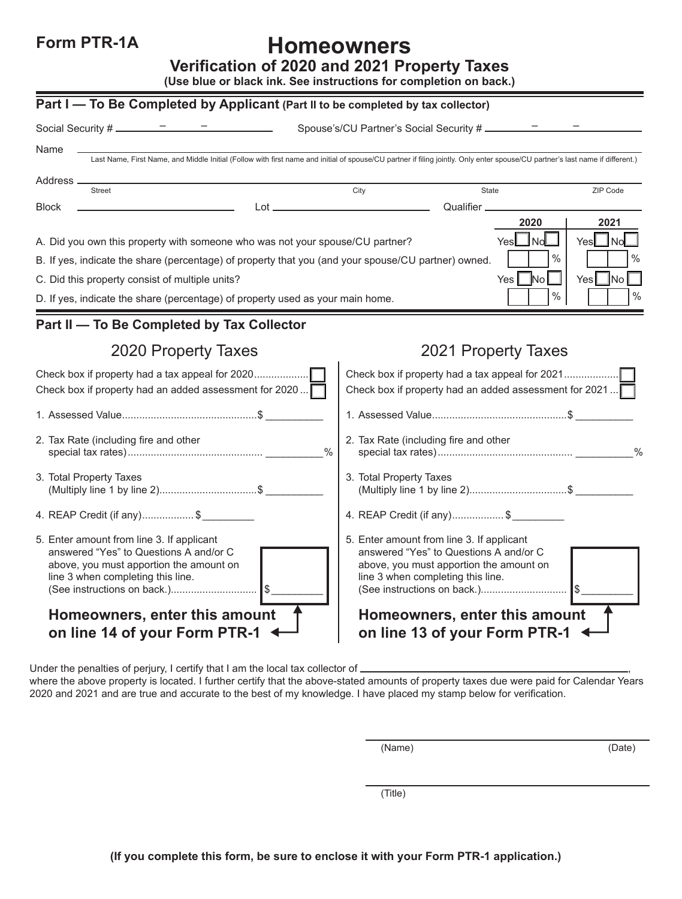**Form PTR-1A**

# Homeowners

## Verification of 2020 and 2021 Property Taxes

**(Use blue or black ink. See instructions for completion on back.)**

### Part I — To Be Completed by Applicant (Part II to be completed by tax collector)

Social Security # ______ – ______ – ______ Spouse's/CU Partner's Social Security # ______ – ______ – ______

Name ____________________________________________

Last Name, First Name, and Middle Initial (Follow with first name and initial of spouse/CU partner if filing jointly. Only enter spouse/CU partner's last name if different.)

Address ____________________________________________

Street | City | State | ZIP Code

Block ______________ Lot ______________ Qualifier ______________

| | 2020 | 2021 |
|---|---|---|
| A. Did you own this property with someone who was not your spouse/CU partner? | Yes ☐ No ☐ | Yes ☐ No ☐ |
| B. If yes, indicate the share (percentage) of property that you (and your spouse/CU partner) owned. | % | % |
| C. Did this property consist of multiple units? | Yes ☐ No ☐ | Yes ☐ No ☐ |
| D. If yes, indicate the share (percentage) of property used as your main home. | % | % |

### Part II — To Be Completed by Tax Collector

#### 2020 Property Taxes

Check box if property had a tax appeal for 2020 ☐

Check box if property had an added assessment for 2020 ☐

1. Assessed Value $ __________
2. Tax Rate (including fire and other special tax rates) __________%
3. Total Property Taxes (Multiply line 1 by line 2) $ __________
4. REAP Credit (if any) $ __________
5. Enter amount from line 3. If applicant answered "Yes" to Questions A and/or C above, you must apportion the amount on line 3 when completing this line. (See instructions on back.) $ __________

**Homeowners, enter this amount on line 14 of your Form PTR-1**

#### 2021 Property Taxes

Check box if property had a tax appeal for 2021 ☐

Check box if property had an added assessment for 2021 ☐

1. Assessed Value $ __________
2. Tax Rate (including fire and other special tax rates) __________%
3. Total Property Taxes (Multiply line 1 by line 2) $ __________
4. REAP Credit (if any) $ __________
5. Enter amount from line 3. If applicant answered "Yes" to Questions A and/or C above, you must apportion the amount on line 3 when completing this line. (See instructions on back.) $ __________

**Homeowners, enter this amount on line 13 of your Form PTR-1**

Under the penalties of perjury, I certify that I am the local tax collector of ____________________________________________, where the above property is located. I further certify that the above-stated amounts of property taxes due were paid for Calendar Years 2020 and 2021 and are true and accurate to the best of my knowledge. I have placed my stamp below for verification.

______________________________________
(Name) (Date)

______________________________________
(Title)

**(If you complete this form, be sure to enclose it with your Form PTR-1 application.)**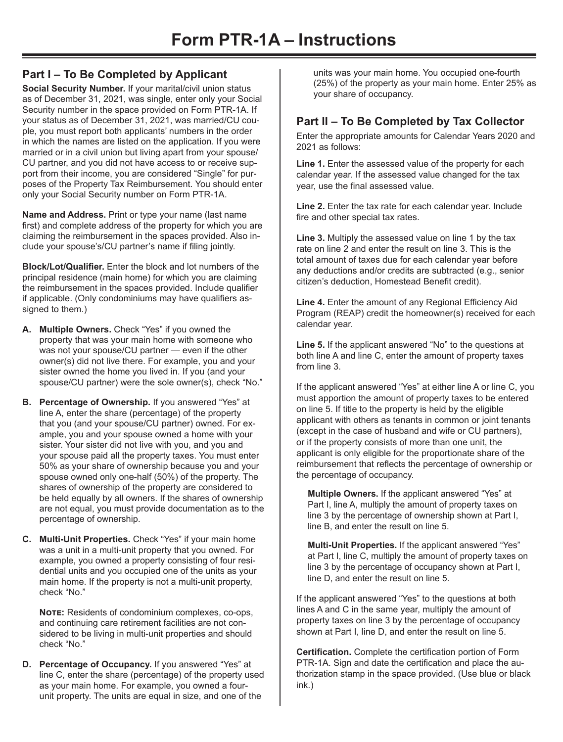# Form PTR-1A – Instructions

## Part I – To Be Completed by Applicant

**Social Security Number.** If your marital/civil union status as of December 31, 2021, was single, enter only your Social Security number in the space provided on Form PTR-1A. If your status as of December 31, 2021, was married/CU couple, you must report both applicants' numbers in the order in which the names are listed on the application. If you were married or in a civil union but living apart from your spouse/CU partner, and you did not have access to or receive support from their income, you are considered "Single" for purposes of the Property Tax Reimbursement. You should enter only your Social Security number on Form PTR-1A.

**Name and Address.** Print or type your name (last name first) and complete address of the property for which you are claiming the reimbursement in the spaces provided. Also include your spouse's/CU partner's name if filing jointly.

**Block/Lot/Qualifier.** Enter the block and lot numbers of the principal residence (main home) for which you are claiming the reimbursement in the spaces provided. Include qualifier if applicable. (Only condominiums may have qualifiers assigned to them.)

**A. Multiple Owners.** Check "Yes" if you owned the property that was your main home with someone who was not your spouse/CU partner — even if the other owner(s) did not live there. For example, you and your sister owned the home you lived in. If you (and your spouse/CU partner) were the sole owner(s), check "No."

**B. Percentage of Ownership.** If you answered "Yes" at line A, enter the share (percentage) of the property that you (and your spouse/CU partner) owned. For example, you and your spouse owned a home with your sister. Your sister did not live with you, and you and your spouse paid all the property taxes. You must enter 50% as your share of ownership because you and your spouse owned only one-half (50%) of the property. The shares of ownership of the property are considered to be held equally by all owners. If the shares of ownership are not equal, you must provide documentation as to the percentage of ownership.

**C. Multi-Unit Properties.** Check "Yes" if your main home was a unit in a multi-unit property that you owned. For example, you owned a property consisting of four residential units and you occupied one of the units as your main home. If the property is not a multi-unit property, check "No."

**Note:** Residents of condominium complexes, co-ops, and continuing care retirement facilities are not considered to be living in multi-unit properties and should check "No."

**D. Percentage of Occupancy.** If you answered "Yes" at line C, enter the share (percentage) of the property used as your main home. For example, you owned a four-unit property. The units are equal in size, and one of the units was your main home. You occupied one-fourth (25%) of the property as your main home. Enter 25% as your share of occupancy.

## Part II – To Be Completed by Tax Collector

Enter the appropriate amounts for Calendar Years 2020 and 2021 as follows:

**Line 1.** Enter the assessed value of the property for each calendar year. If the assessed value changed for the tax year, use the final assessed value.

**Line 2.** Enter the tax rate for each calendar year. Include fire and other special tax rates.

**Line 3.** Multiply the assessed value on line 1 by the tax rate on line 2 and enter the result on line 3. This is the total amount of taxes due for each calendar year before any deductions and/or credits are subtracted (e.g., senior citizen's deduction, Homestead Benefit credit).

**Line 4.** Enter the amount of any Regional Efficiency Aid Program (REAP) credit the homeowner(s) received for each calendar year.

**Line 5.** If the applicant answered "No" to the questions at both line A and line C, enter the amount of property taxes from line 3.

If the applicant answered "Yes" at either line A or line C, you must apportion the amount of property taxes to be entered on line 5. If title to the property is held by the eligible applicant with others as tenants in common or joint tenants (except in the case of husband and wife or CU partners), or if the property consists of more than one unit, the applicant is only eligible for the proportionate share of the reimbursement that reflects the percentage of ownership or the percentage of occupancy.

**Multiple Owners.** If the applicant answered "Yes" at Part I, line A, multiply the amount of property taxes on line 3 by the percentage of ownership shown at Part I, line B, and enter the result on line 5.

**Multi-Unit Properties.** If the applicant answered "Yes" at Part I, line C, multiply the amount of property taxes on line 3 by the percentage of occupancy shown at Part I, line D, and enter the result on line 5.

If the applicant answered "Yes" to the questions at both lines A and C in the same year, multiply the amount of property taxes on line 3 by the percentage of occupancy shown at Part I, line D, and enter the result on line 5.

**Certification.** Complete the certification portion of Form PTR-1A. Sign and date the certification and place the authorization stamp in the space provided. (Use blue or black ink.)